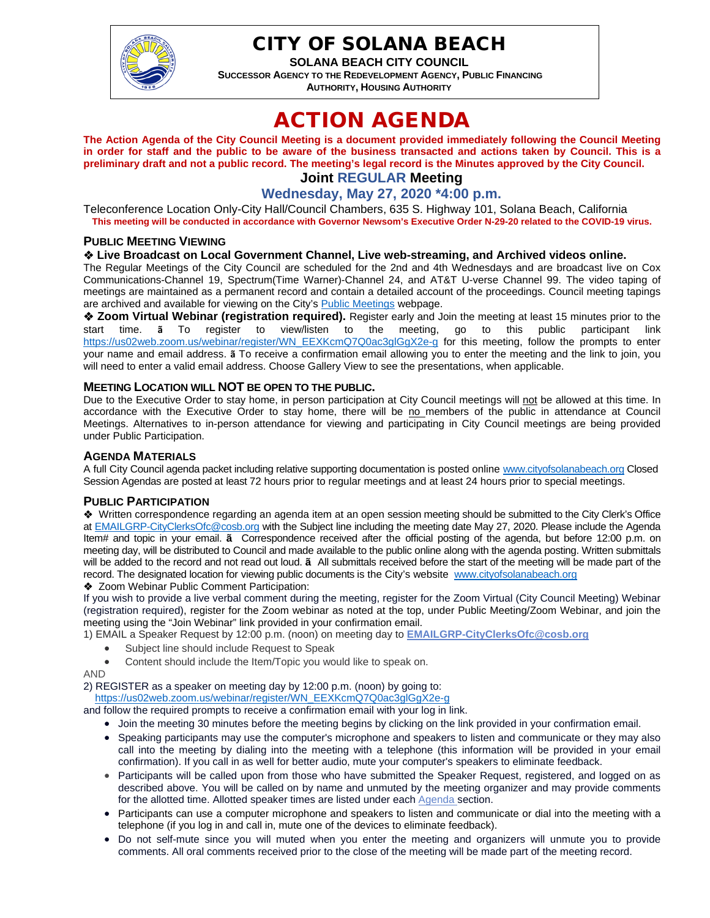# CITY OF SOLANA BEACH

**SOLANA BEACH CITY COUNCIL**

**SUCCESSOR AGENCY TO THE REDEVELOPMENT AGENCY, PUBLIC FINANCING AUTHORITY, HOUSING AUTHORITY**

# ACTION AGENDA

**The Action Agenda of the City Council Meeting is a document provided immediately following the Council Meeting in order for staff and the public to be aware of the business transacted and actions taken by Council. This is a preliminary draft and not a public record. The meeting's legal record is the Minutes approved by the City Council.**

## Joint REGULAR Meeting

## Wednesday, May 27, 2020 *4:00 p.m.

Teleconference Location Only-City Hall/Council Chambers, 635 S. Highway 101, Solana Beach, California

**This meeting will be conducted in accordance with Governor Newsom's Executive Order N-29-20 related to the COVID-19 virus.**

### PUBLIC MEETING VIEWING

❖ **Live Broadcast on Local Government Channel, Live web-streaming, and Archived videos online.**

The Regular Meetings of the City Council are scheduled for the 2nd and 4th Wednesdays and are broadcast live on Cox Communications-Channel 19, Spectrum(Time Warner)-Channel 24, and AT&T U-verse Channel 99. The video taping of meetings are maintained as a permanent record and contain a detailed account of the proceedings. Council meeting tapings are archived and available for viewing on the City's Public Meetings webpage.

❖ **Zoom Virtual Webinar (registration required).** Register early and Join the meeting at least 15 minutes prior to the start time. ã To register to view/listen to the meeting, go to this public participant link https://us02web.zoom.us/webinar/register/WN_EEXKcmQ7Q0ac3glGgX2e-g for this meeting, follow the prompts to enter your name and email address. ã To receive a confirmation email allowing you to enter the meeting and the link to join, you will need to enter a valid email address. Choose Gallery View to see the presentations, when applicable.

### MEETING LOCATION WILL NOT BE OPEN TO THE PUBLIC.

Due to the Executive Order to stay home, in person participation at City Council meetings will not be allowed at this time. In accordance with the Executive Order to stay home, there will be no members of the public in attendance at Council Meetings. Alternatives to in-person attendance for viewing and participating in City Council meetings are being provided under Public Participation.

### AGENDA MATERIALS

A full City Council agenda packet including relative supporting documentation is posted online www.cityofsolanabeach.org Closed Session Agendas are posted at least 72 hours prior to regular meetings and at least 24 hours prior to special meetings.

### PUBLIC PARTICIPATION

❖ Written correspondence regarding an agenda item at an open session meeting should be submitted to the City Clerk's Office at EMAILGRP-CityClerksOfc@cosb.org with the Subject line including the meeting date May 27, 2020. Please include the Agenda Item# and topic in your email. ã Correspondence received after the official posting of the agenda, but before 12:00 p.m. on meeting day, will be distributed to Council and made available to the public online along with the agenda posting. Written submittals will be added to the record and not read out loud. ã All submittals received before the start of the meeting will be made part of the record. The designated location for viewing public documents is the City's website www.cityofsolanabeach.org

❖ Zoom Webinar Public Comment Participation:

If you wish to provide a live verbal comment during the meeting, register for the Zoom Virtual (City Council Meeting) Webinar (registration required), register for the Zoom webinar as noted at the top, under Public Meeting/Zoom Webinar, and join the meeting using the "Join Webinar" link provided in your confirmation email.

1) EMAIL a Speaker Request by 12:00 p.m. (noon) on meeting day to **EMAILGRP-CityClerksOfc@cosb.org**

- Subject line should include Request to Speak
- Content should include the Item/Topic you would like to speak on.

AND

2) REGISTER as a speaker on meeting day by 12:00 p.m. (noon) by going to: https://us02web.zoom.us/webinar/register/WN_EEXKcmQ7Q0ac3glGgX2e-g

and follow the required prompts to receive a confirmation email with your log in link.

- Join the meeting 30 minutes before the meeting begins by clicking on the link provided in your confirmation email.
- Speaking participants may use the computer's microphone and speakers to listen and communicate or they may also call into the meeting by dialing into the meeting with a telephone (this information will be provided in your email confirmation). If you call in as well for better audio, mute your computer's speakers to eliminate feedback.
- Participants will be called upon from those who have submitted the Speaker Request, registered, and logged on as described above. You will be called on by name and unmuted by the meeting organizer and may provide comments for the allotted time. Allotted speaker times are listed under each Agenda section.
- Participants can use a computer microphone and speakers to listen and communicate or dial into the meeting with a telephone (if you log in and call in, mute one of the devices to eliminate feedback).
- Do not self-mute since you will muted when you enter the meeting and organizers will unmute you to provide comments. All oral comments received prior to the close of the meeting will be made part of the meeting record.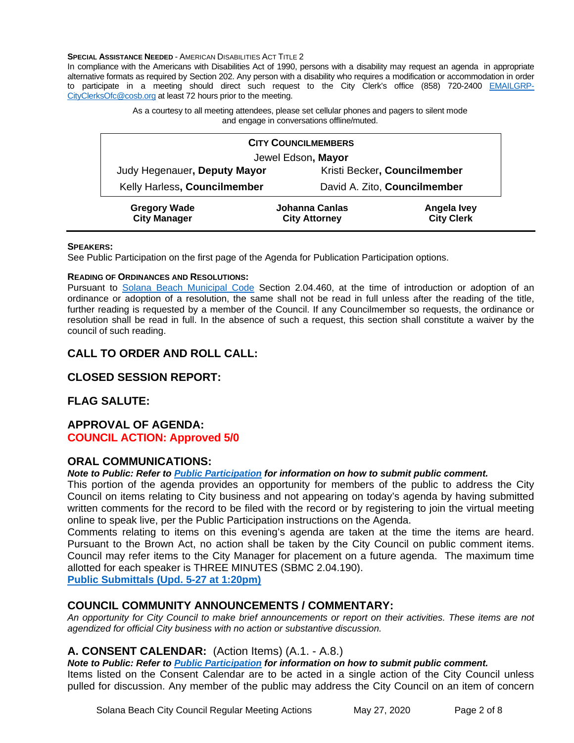**SPECIAL ASSISTANCE NEEDED** - AMERICAN DISABILITIES ACT TITLE 2

In compliance with the Americans with Disabilities Act of 1990, persons with a disability may request an agenda in appropriate alternative formats as required by Section 202. Any person with a disability who requires a modification or accommodation in order to participate in a meeting should direct such request to the City Clerk's office (858) 720-2400 [EMAILGRP-CityClerksOfc@cosb.org](mailto:EMAILGRP-CityClerksOfc@cosb.org) at least 72 hours prior to the meeting.

As a courtesy to all meeting attendees, please set cellular phones and pagers to silent mode and engage in conversations offline/muted.

| CITY COUNCILMEMBERS | |
|---|---|
| Jewel Edson, **Mayor** | |
| Judy Hegenauer, **Deputy Mayor** | Kristi Becker, **Councilmember** |
| Kelly Harless, **Councilmember** | David A. Zito, **Councilmember** |

| **Gregory Wade** | **Johanna Canlas** | **Angela Ivey** |
|---|---|---|
| **City Manager** | **City Attorney** | **City Clerk** |

**SPEAKERS:**

See Public Participation on the first page of the Agenda for Publication Participation options.

**READING OF ORDINANCES AND RESOLUTIONS:**

Pursuant to [Solana Beach Municipal Code](#) Section 2.04.460, at the time of introduction or adoption of an ordinance or adoption of a resolution, the same shall not be read in full unless after the reading of the title, further reading is requested by a member of the Council. If any Councilmember so requests, the ordinance or resolution shall be read in full. In the absence of such a request, this section shall constitute a waiver by the council of such reading.

## CALL TO ORDER AND ROLL CALL:

## CLOSED SESSION REPORT:

## FLAG SALUTE:

## APPROVAL OF AGENDA:

**COUNCIL ACTION: Approved 5/0**

## ORAL COMMUNICATIONS:

***Note to Public: Refer to [Public Participation](#) for information on how to submit public comment.***

This portion of the agenda provides an opportunity for members of the public to address the City Council on items relating to City business and not appearing on today's agenda by having submitted written comments for the record to be filed with the record or by registering to join the virtual meeting online to speak live, per the Public Participation instructions on the Agenda.

Comments relating to items on this evening's agenda are taken at the time the items are heard. Pursuant to the Brown Act, no action shall be taken by the City Council on public comment items. Council may refer items to the City Manager for placement on a future agenda. The maximum time allotted for each speaker is THREE MINUTES (SBMC 2.04.190).

**[Public Submittals (Upd. 5-27 at 1:20pm)](#)**

## COUNCIL COMMUNITY ANNOUNCEMENTS / COMMENTARY:

*An opportunity for City Council to make brief announcements or report on their activities. These items are not agendized for official City business with no action or substantive discussion.*

## A. CONSENT CALENDAR: (Action Items) (A.1. - A.8.)

***Note to Public: Refer to [Public Participation](#) for information on how to submit public comment.***

Items listed on the Consent Calendar are to be acted in a single action of the City Council unless pulled for discussion. Any member of the public may address the City Council on an item of concern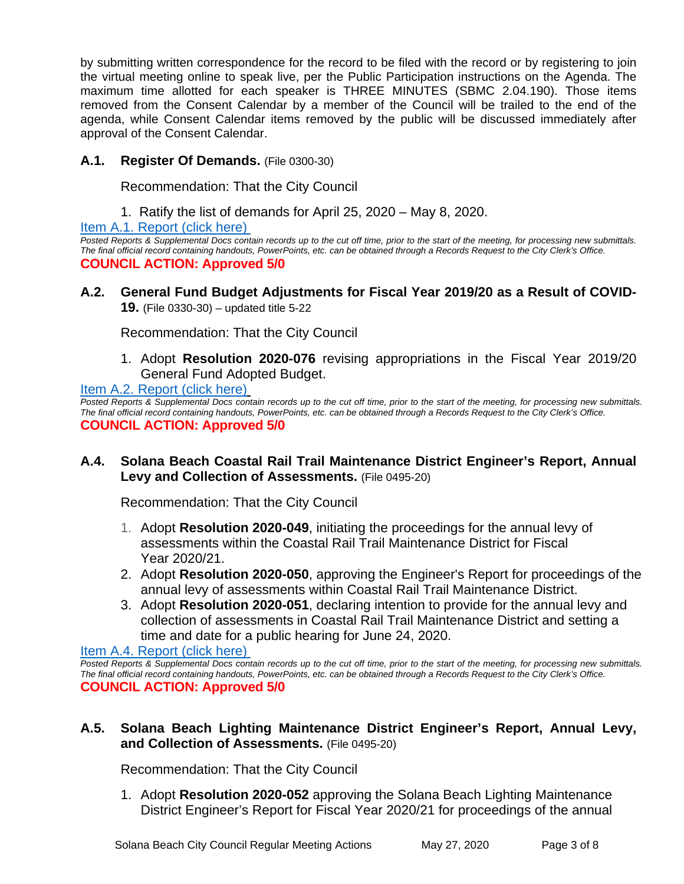by submitting written correspondence for the record to be filed with the record or by registering to join the virtual meeting online to speak live, per the Public Participation instructions on the Agenda. The maximum time allotted for each speaker is THREE MINUTES (SBMC 2.04.190). Those items removed from the Consent Calendar by a member of the Council will be trailed to the end of the agenda, while Consent Calendar items removed by the public will be discussed immediately after approval of the Consent Calendar.

### A.1. Register Of Demands. (File 0300-30)

Recommendation: That the City Council

1. Ratify the list of demands for April 25, 2020 – May 8, 2020.

Item A.1. Report (click here)

*Posted Reports & Supplemental Docs contain records up to the cut off time, prior to the start of the meeting, for processing new submittals. The final official record containing handouts, PowerPoints, etc. can be obtained through a Records Request to the City Clerk's Office.*

**COUNCIL ACTION: Approved 5/0**

### A.2. General Fund Budget Adjustments for Fiscal Year 2019/20 as a Result of COVID-19. (File 0330-30) – updated title 5-22

Recommendation: That the City Council

1. Adopt **Resolution 2020-076** revising appropriations in the Fiscal Year 2019/20 General Fund Adopted Budget.

Item A.2. Report (click here)

*Posted Reports & Supplemental Docs contain records up to the cut off time, prior to the start of the meeting, for processing new submittals. The final official record containing handouts, PowerPoints, etc. can be obtained through a Records Request to the City Clerk's Office.*

**COUNCIL ACTION: Approved 5/0**

### A.4. Solana Beach Coastal Rail Trail Maintenance District Engineer's Report, Annual Levy and Collection of Assessments. (File 0495-20)

Recommendation: That the City Council

1. Adopt **Resolution 2020-049**, initiating the proceedings for the annual levy of assessments within the Coastal Rail Trail Maintenance District for Fiscal Year 2020/21.
2. Adopt **Resolution 2020-050**, approving the Engineer's Report for proceedings of the annual levy of assessments within Coastal Rail Trail Maintenance District.
3. Adopt **Resolution 2020-051**, declaring intention to provide for the annual levy and collection of assessments in Coastal Rail Trail Maintenance District and setting a time and date for a public hearing for June 24, 2020.

Item A.4. Report (click here)

*Posted Reports & Supplemental Docs contain records up to the cut off time, prior to the start of the meeting, for processing new submittals. The final official record containing handouts, PowerPoints, etc. can be obtained through a Records Request to the City Clerk's Office.*

**COUNCIL ACTION: Approved 5/0**

### A.5. Solana Beach Lighting Maintenance District Engineer's Report, Annual Levy, and Collection of Assessments. (File 0495-20)

Recommendation: That the City Council

1. Adopt **Resolution 2020-052** approving the Solana Beach Lighting Maintenance District Engineer's Report for Fiscal Year 2020/21 for proceedings of the annual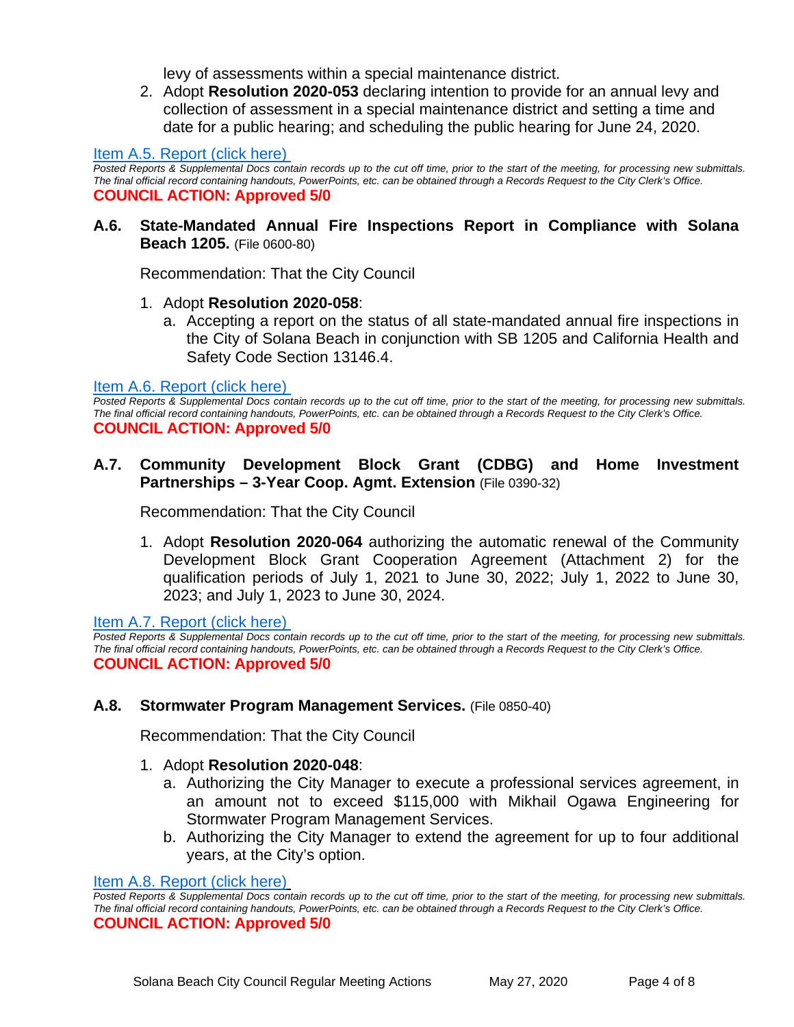levy of assessments within a special maintenance district.

2. Adopt **Resolution 2020-053** declaring intention to provide for an annual levy and collection of assessment in a special maintenance district and setting a time and date for a public hearing; and scheduling the public hearing for June 24, 2020.

Item A.5. Report (click here)

*Posted Reports & Supplemental Docs contain records up to the cut off time, prior to the start of the meeting, for processing new submittals. The final official record containing handouts, PowerPoints, etc. can be obtained through a Records Request to the City Clerk's Office.*

**COUNCIL ACTION: Approved 5/0**

### A.6. State-Mandated Annual Fire Inspections Report in Compliance with Solana Beach 1205. (File 0600-80)

Recommendation: That the City Council

1. Adopt **Resolution 2020-058**:
   a. Accepting a report on the status of all state-mandated annual fire inspections in the City of Solana Beach in conjunction with SB 1205 and California Health and Safety Code Section 13146.4.

Item A.6. Report (click here)

*Posted Reports & Supplemental Docs contain records up to the cut off time, prior to the start of the meeting, for processing new submittals. The final official record containing handouts, PowerPoints, etc. can be obtained through a Records Request to the City Clerk's Office.*

**COUNCIL ACTION: Approved 5/0**

### A.7. Community Development Block Grant (CDBG) and Home Investment Partnerships – 3-Year Coop. Agmt. Extension (File 0390-32)

Recommendation: That the City Council

1. Adopt **Resolution 2020-064** authorizing the automatic renewal of the Community Development Block Grant Cooperation Agreement (Attachment 2) for the qualification periods of July 1, 2021 to June 30, 2022; July 1, 2022 to June 30, 2023; and July 1, 2023 to June 30, 2024.

Item A.7. Report (click here)

*Posted Reports & Supplemental Docs contain records up to the cut off time, prior to the start of the meeting, for processing new submittals. The final official record containing handouts, PowerPoints, etc. can be obtained through a Records Request to the City Clerk's Office.*

**COUNCIL ACTION: Approved 5/0**

### A.8. Stormwater Program Management Services. (File 0850-40)

Recommendation: That the City Council

1. Adopt **Resolution 2020-048**:
   a. Authorizing the City Manager to execute a professional services agreement, in an amount not to exceed $115,000 with Mikhail Ogawa Engineering for Stormwater Program Management Services.
   b. Authorizing the City Manager to extend the agreement for up to four additional years, at the City's option.

Item A.8. Report (click here)

*Posted Reports & Supplemental Docs contain records up to the cut off time, prior to the start of the meeting, for processing new submittals. The final official record containing handouts, PowerPoints, etc. can be obtained through a Records Request to the City Clerk's Office.*

**COUNCIL ACTION: Approved 5/0**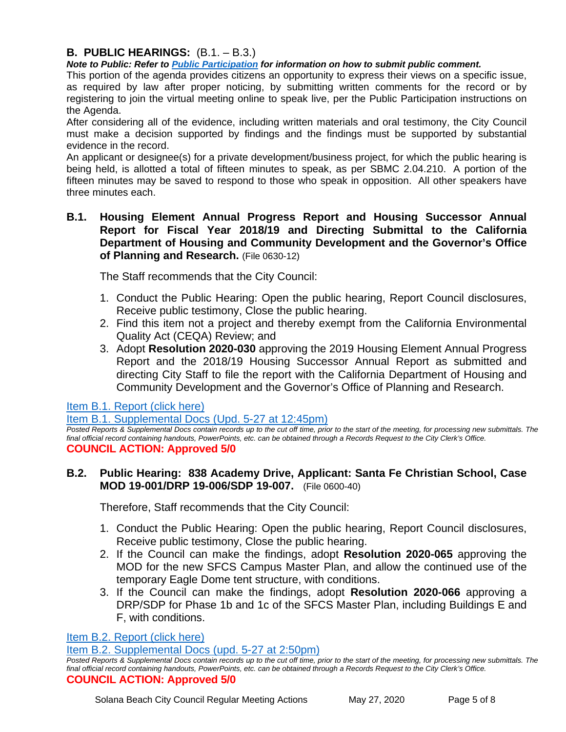## B. PUBLIC HEARINGS: (B.1. – B.3.)

***Note to Public: Refer to Public Participation for information on how to submit public comment.***

This portion of the agenda provides citizens an opportunity to express their views on a specific issue, as required by law after proper noticing, by submitting written comments for the record or by registering to join the virtual meeting online to speak live, per the Public Participation instructions on the Agenda.

After considering all of the evidence, including written materials and oral testimony, the City Council must make a decision supported by findings and the findings must be supported by substantial evidence in the record.

An applicant or designee(s) for a private development/business project, for which the public hearing is being held, is allotted a total of fifteen minutes to speak, as per SBMC 2.04.210. A portion of the fifteen minutes may be saved to respond to those who speak in opposition. All other speakers have three minutes each.

### B.1. Housing Element Annual Progress Report and Housing Successor Annual Report for Fiscal Year 2018/19 and Directing Submittal to the California Department of Housing and Community Development and the Governor's Office of Planning and Research. (File 0630-12)

The Staff recommends that the City Council:

1. Conduct the Public Hearing: Open the public hearing, Report Council disclosures, Receive public testimony, Close the public hearing.
2. Find this item not a project and thereby exempt from the California Environmental Quality Act (CEQA) Review; and
3. Adopt **Resolution 2020-030** approving the 2019 Housing Element Annual Progress Report and the 2018/19 Housing Successor Annual Report as submitted and directing City Staff to file the report with the California Department of Housing and Community Development and the Governor's Office of Planning and Research.

Item B.1. Report (click here)

Item B.1. Supplemental Docs (Upd. 5-27 at 12:45pm)

*Posted Reports & Supplemental Docs contain records up to the cut off time, prior to the start of the meeting, for processing new submittals. The final official record containing handouts, PowerPoints, etc. can be obtained through a Records Request to the City Clerk's Office.*

**COUNCIL ACTION: Approved 5/0**

### B.2. Public Hearing: 838 Academy Drive, Applicant: Santa Fe Christian School, Case MOD 19-001/DRP 19-006/SDP 19-007. (File 0600-40)

Therefore, Staff recommends that the City Council:

1. Conduct the Public Hearing: Open the public hearing, Report Council disclosures, Receive public testimony, Close the public hearing.
2. If the Council can make the findings, adopt **Resolution 2020-065** approving the MOD for the new SFCS Campus Master Plan, and allow the continued use of the temporary Eagle Dome tent structure, with conditions.
3. If the Council can make the findings, adopt **Resolution 2020-066** approving a DRP/SDP for Phase 1b and 1c of the SFCS Master Plan, including Buildings E and F, with conditions.

Item B.2. Report (click here)

Item B.2. Supplemental Docs (upd. 5-27 at 2:50pm)

*Posted Reports & Supplemental Docs contain records up to the cut off time, prior to the start of the meeting, for processing new submittals. The final official record containing handouts, PowerPoints, etc. can be obtained through a Records Request to the City Clerk's Office.*

**COUNCIL ACTION: Approved 5/0**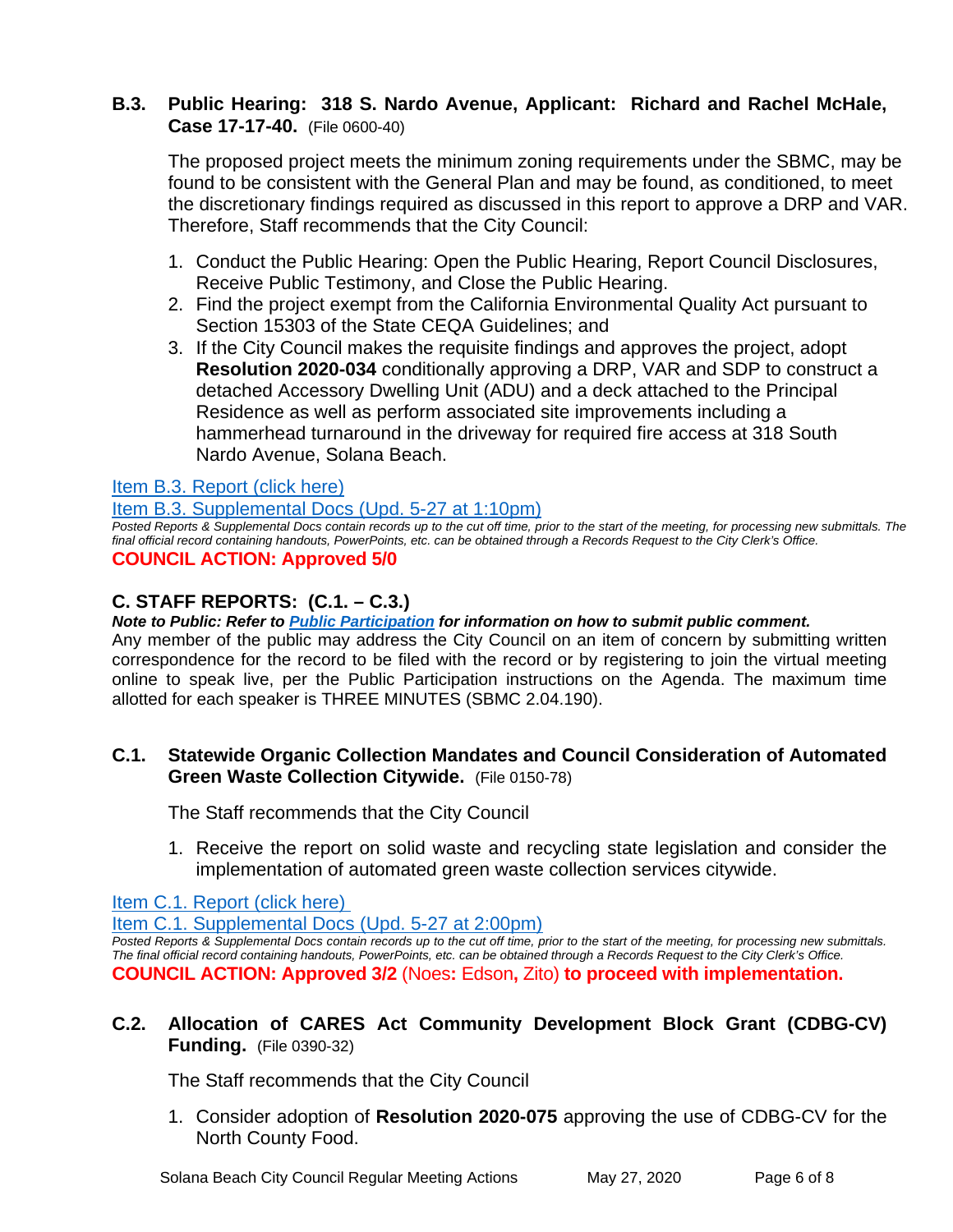### B.3. Public Hearing: 318 S. Nardo Avenue, Applicant: Richard and Rachel McHale, Case 17-17-40. (File 0600-40)

The proposed project meets the minimum zoning requirements under the SBMC, may be found to be consistent with the General Plan and may be found, as conditioned, to meet the discretionary findings required as discussed in this report to approve a DRP and VAR. Therefore, Staff recommends that the City Council:

1. Conduct the Public Hearing: Open the Public Hearing, Report Council Disclosures, Receive Public Testimony, and Close the Public Hearing.
2. Find the project exempt from the California Environmental Quality Act pursuant to Section 15303 of the State CEQA Guidelines; and
3. If the City Council makes the requisite findings and approves the project, adopt **Resolution 2020-034** conditionally approving a DRP, VAR and SDP to construct a detached Accessory Dwelling Unit (ADU) and a deck attached to the Principal Residence as well as perform associated site improvements including a hammerhead turnaround in the driveway for required fire access at 318 South Nardo Avenue, Solana Beach.

Item B.3. Report (click here)

Item B.3. Supplemental Docs (Upd. 5-27 at 1:10pm)

*Posted Reports & Supplemental Docs contain records up to the cut off time, prior to the start of the meeting, for processing new submittals. The final official record containing handouts, PowerPoints, etc. can be obtained through a Records Request to the City Clerk's Office.*

**COUNCIL ACTION: Approved 5/0**

## C. STAFF REPORTS: (C.1. – C.3.)

***Note to Public: Refer to Public Participation for information on how to submit public comment.***

Any member of the public may address the City Council on an item of concern by submitting written correspondence for the record to be filed with the record or by registering to join the virtual meeting online to speak live, per the Public Participation instructions on the Agenda. The maximum time allotted for each speaker is THREE MINUTES (SBMC 2.04.190).

### C.1. Statewide Organic Collection Mandates and Council Consideration of Automated Green Waste Collection Citywide. (File 0150-78)

The Staff recommends that the City Council

1. Receive the report on solid waste and recycling state legislation and consider the implementation of automated green waste collection services citywide.

Item C.1. Report (click here)

Item C.1. Supplemental Docs (Upd. 5-27 at 2:00pm)

*Posted Reports & Supplemental Docs contain records up to the cut off time, prior to the start of the meeting, for processing new submittals. The final official record containing handouts, PowerPoints, etc. can be obtained through a Records Request to the City Clerk's Office.*

**COUNCIL ACTION: Approved 3/2** (Noes**:** Edson**,** Zito) **to proceed with implementation.**

### C.2. Allocation of CARES Act Community Development Block Grant (CDBG-CV) Funding. (File 0390-32)

The Staff recommends that the City Council

1. Consider adoption of **Resolution 2020-075** approving the use of CDBG-CV for the North County Food.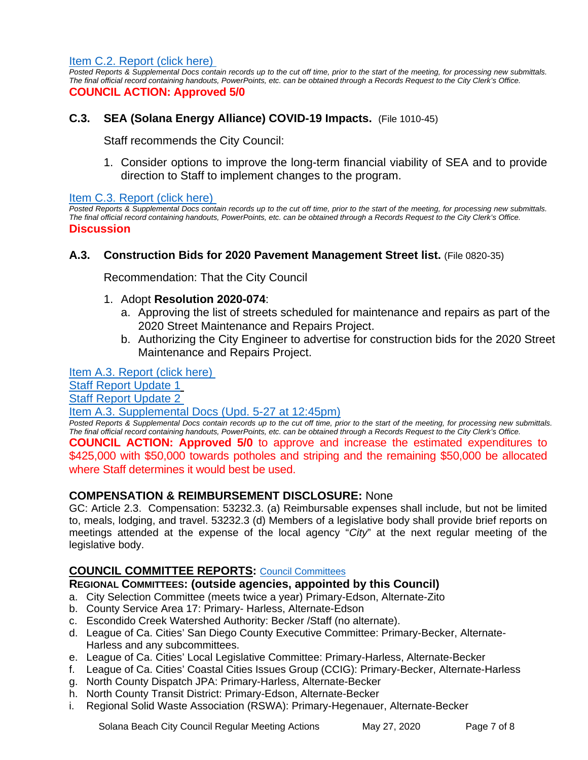Item C.2. Report (click here)

*Posted Reports & Supplemental Docs contain records up to the cut off time, prior to the start of the meeting, for processing new submittals. The final official record containing handouts, PowerPoints, etc. can be obtained through a Records Request to the City Clerk's Office.*

**COUNCIL ACTION: Approved 5/0**

### C.3. SEA (Solana Energy Alliance) COVID-19 Impacts. (File 1010-45)

Staff recommends the City Council:

1. Consider options to improve the long-term financial viability of SEA and to provide direction to Staff to implement changes to the program.

Item C.3. Report (click here)

*Posted Reports & Supplemental Docs contain records up to the cut off time, prior to the start of the meeting, for processing new submittals. The final official record containing handouts, PowerPoints, etc. can be obtained through a Records Request to the City Clerk's Office.*

**Discussion**

### A.3. Construction Bids for 2020 Pavement Management Street list. (File 0820-35)

Recommendation: That the City Council

1. Adopt **Resolution 2020-074**:
   a. Approving the list of streets scheduled for maintenance and repairs as part of the 2020 Street Maintenance and Repairs Project.
   b. Authorizing the City Engineer to advertise for construction bids for the 2020 Street Maintenance and Repairs Project.

Item A.3. Report (click here)
Staff Report Update 1
Staff Report Update 2
Item A.3. Supplemental Docs (Upd. 5-27 at 12:45pm)

*Posted Reports & Supplemental Docs contain records up to the cut off time, prior to the start of the meeting, for processing new submittals. The final official record containing handouts, PowerPoints, etc. can be obtained through a Records Request to the City Clerk's Office.*

**COUNCIL ACTION: Approved 5/0** to approve and increase the estimated expenditures to $425,000 with $50,000 towards potholes and striping and the remaining $50,000 be allocated where Staff determines it would best be used.

## COMPENSATION & REIMBURSEMENT DISCLOSURE: None

GC: Article 2.3. Compensation: 53232.3. (a) Reimbursable expenses shall include, but not be limited to, meals, lodging, and travel. 53232.3 (d) Members of a legislative body shall provide brief reports on meetings attended at the expense of the local agency "*City*" at the next regular meeting of the legislative body.

## COUNCIL COMMITTEE REPORTS: Council Committees

### REGIONAL COMMITTEES: (outside agencies, appointed by this Council)

a. City Selection Committee (meets twice a year) Primary-Edson, Alternate-Zito
b. County Service Area 17: Primary- Harless, Alternate-Edson
c. Escondido Creek Watershed Authority: Becker /Staff (no alternate).
d. League of Ca. Cities' San Diego County Executive Committee: Primary-Becker, Alternate-Harless and any subcommittees.
e. League of Ca. Cities' Local Legislative Committee: Primary-Harless, Alternate-Becker
f. League of Ca. Cities' Coastal Cities Issues Group (CCIG): Primary-Becker, Alternate-Harless
g. North County Dispatch JPA: Primary-Harless, Alternate-Becker
h. North County Transit District: Primary-Edson, Alternate-Becker
i. Regional Solid Waste Association (RSWA): Primary-Hegenauer, Alternate-Becker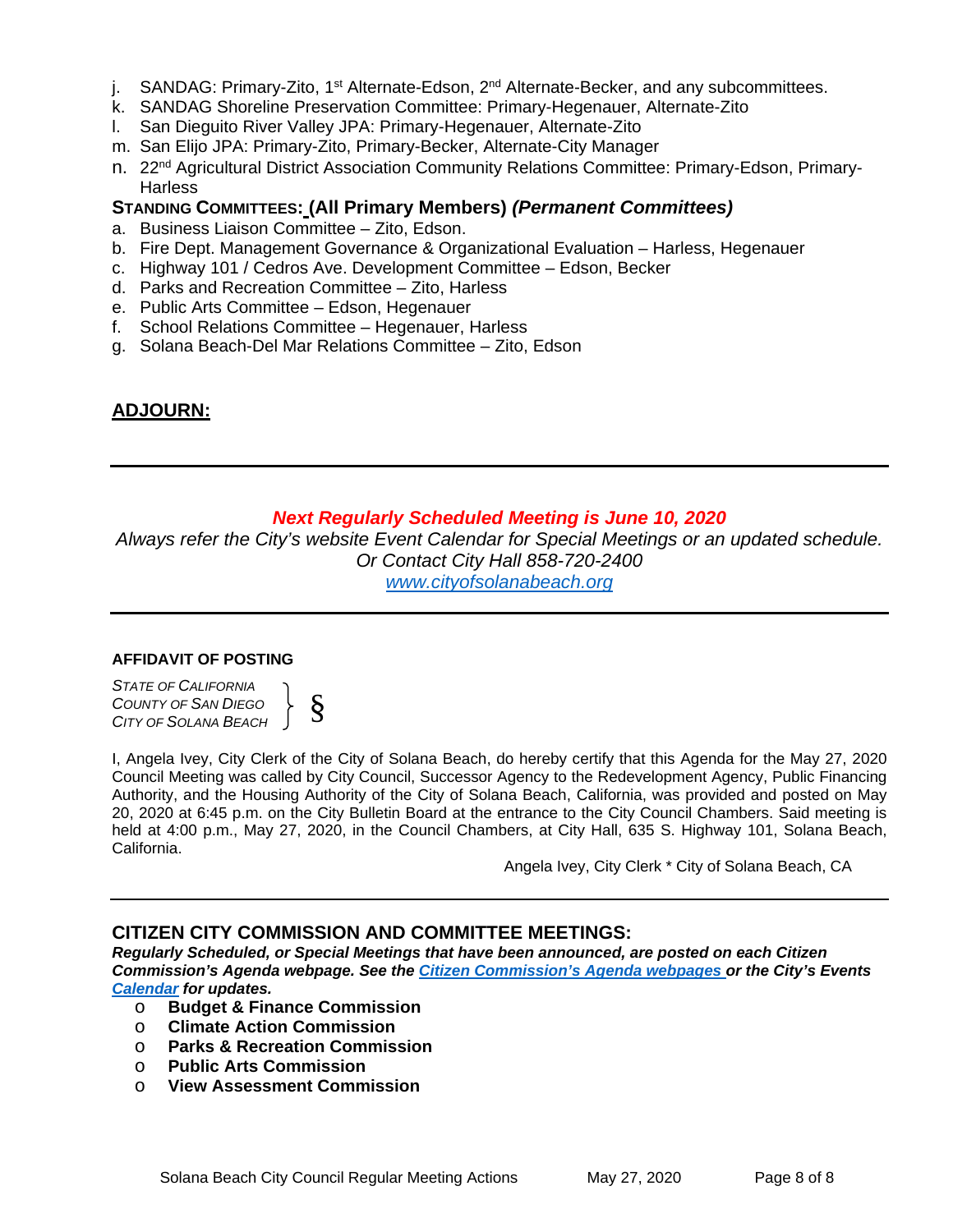j. SANDAG: Primary-Zito, 1st Alternate-Edson, 2nd Alternate-Becker, and any subcommittees.
k. SANDAG Shoreline Preservation Committee: Primary-Hegenauer, Alternate-Zito
l. San Dieguito River Valley JPA: Primary-Hegenauer, Alternate-Zito
m. San Elijo JPA: Primary-Zito, Primary-Becker, Alternate-City Manager
n. 22nd Agricultural District Association Community Relations Committee: Primary-Edson, Primary-Harless

**STANDING COMMITTEES: (All Primary Members)** ***(Permanent Committees)***

a. Business Liaison Committee – Zito, Edson.
b. Fire Dept. Management Governance & Organizational Evaluation – Harless, Hegenauer
c. Highway 101 / Cedros Ave. Development Committee – Edson, Becker
d. Parks and Recreation Committee – Zito, Harless
e. Public Arts Committee – Edson, Hegenauer
f. School Relations Committee – Hegenauer, Harless
g. Solana Beach-Del Mar Relations Committee – Zito, Edson

## ADJOURN:

---

***Next Regularly Scheduled Meeting is June 10, 2020***

*Always refer the City's website Event Calendar for Special Meetings or an updated schedule.*
*Or Contact City Hall 858-720-2400*
*www.cityofsolanabeach.org*

---

**AFFIDAVIT OF POSTING**

*STATE OF CALIFORNIA*
*COUNTY OF SAN DIEGO* } §
*CITY OF SOLANA BEACH*

I, Angela Ivey, City Clerk of the City of Solana Beach, do hereby certify that this Agenda for the May 27, 2020 Council Meeting was called by City Council, Successor Agency to the Redevelopment Agency, Public Financing Authority, and the Housing Authority of the City of Solana Beach, California, was provided and posted on May 20, 2020 at 6:45 p.m. on the City Bulletin Board at the entrance to the City Council Chambers. Said meeting is held at 4:00 p.m., May 27, 2020, in the Council Chambers, at City Hall, 635 S. Highway 101, Solana Beach, California.

Angela Ivey, City Clerk * City of Solana Beach, CA

---

## CITIZEN CITY COMMISSION AND COMMITTEE MEETINGS:

***Regularly Scheduled, or Special Meetings that have been announced, are posted on each Citizen Commission's Agenda webpage. See the Citizen Commission's Agenda webpages or the City's Events Calendar for updates.***

- **Budget & Finance Commission**
- **Climate Action Commission**
- **Parks & Recreation Commission**
- **Public Arts Commission**
- **View Assessment Commission**